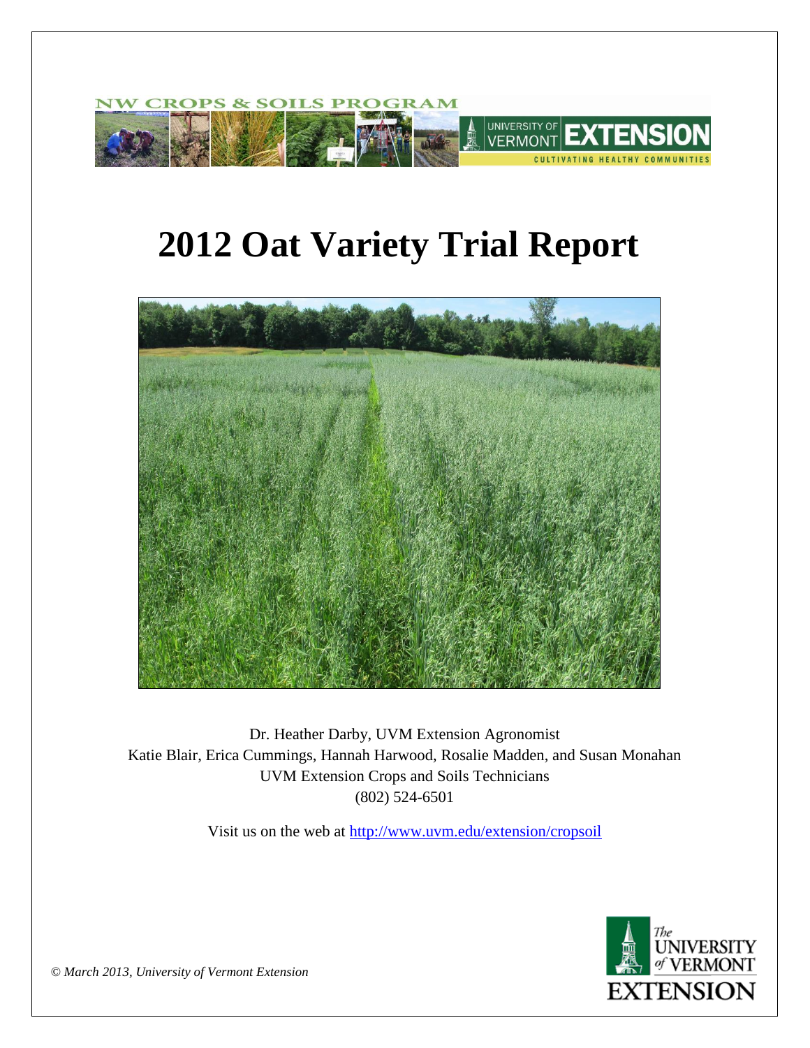NW CROPS & SOILS PROGRAM

UNIVERSITY OF VERMONT EXTENSION

CULTIVATING HEALTHY COMMUNITIES

# 2012 Oat Variety Trial Report

Dr. Heather Darby, UVM Extension Agronomist
Katie Blair, Erica Cummings, Hannah Harwood, Rosalie Madden, and Susan Monahan
UVM Extension Crops and Soils Technicians
(802) 524-6501

Visit us on the web at http://www.uvm.edu/extension/cropsoil

*© March 2013, University of Vermont Extension*

The UNIVERSITY of VERMONT EXTENSION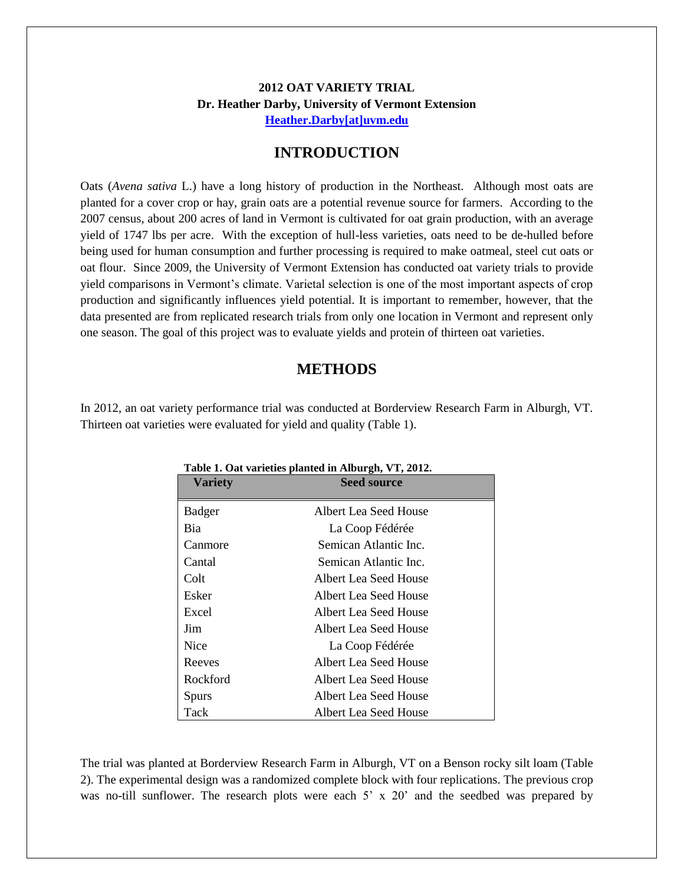**2012 OAT VARIETY TRIAL**
**Dr. Heather Darby, University of Vermont Extension**
**Heather.Darby[at]uvm.edu**

## INTRODUCTION

Oats (*Avena sativa* L.) have a long history of production in the Northeast. Although most oats are planted for a cover crop or hay, grain oats are a potential revenue source for farmers. According to the 2007 census, about 200 acres of land in Vermont is cultivated for oat grain production, with an average yield of 1747 lbs per acre. With the exception of hull-less varieties, oats need to be de-hulled before being used for human consumption and further processing is required to make oatmeal, steel cut oats or oat flour. Since 2009, the University of Vermont Extension has conducted oat variety trials to provide yield comparisons in Vermont's climate. Varietal selection is one of the most important aspects of crop production and significantly influences yield potential. It is important to remember, however, that the data presented are from replicated research trials from only one location in Vermont and represent only one season. The goal of this project was to evaluate yields and protein of thirteen oat varieties.

## METHODS

In 2012, an oat variety performance trial was conducted at Borderview Research Farm in Alburgh, VT. Thirteen oat varieties were evaluated for yield and quality (Table 1).

**Table 1. Oat varieties planted in Alburgh, VT, 2012.**

| Variety | Seed source |
|---|---|
| Badger | Albert Lea Seed House |
| Bia | La Coop Fédérée |
| Canmore | Semican Atlantic Inc. |
| Cantal | Semican Atlantic Inc. |
| Colt | Albert Lea Seed House |
| Esker | Albert Lea Seed House |
| Excel | Albert Lea Seed House |
| Jim | Albert Lea Seed House |
| Nice | La Coop Fédérée |
| Reeves | Albert Lea Seed House |
| Rockford | Albert Lea Seed House |
| Spurs | Albert Lea Seed House |
| Tack | Albert Lea Seed House |

The trial was planted at Borderview Research Farm in Alburgh, VT on a Benson rocky silt loam (Table 2). The experimental design was a randomized complete block with four replications. The previous crop was no-till sunflower. The research plots were each 5' x 20' and the seedbed was prepared by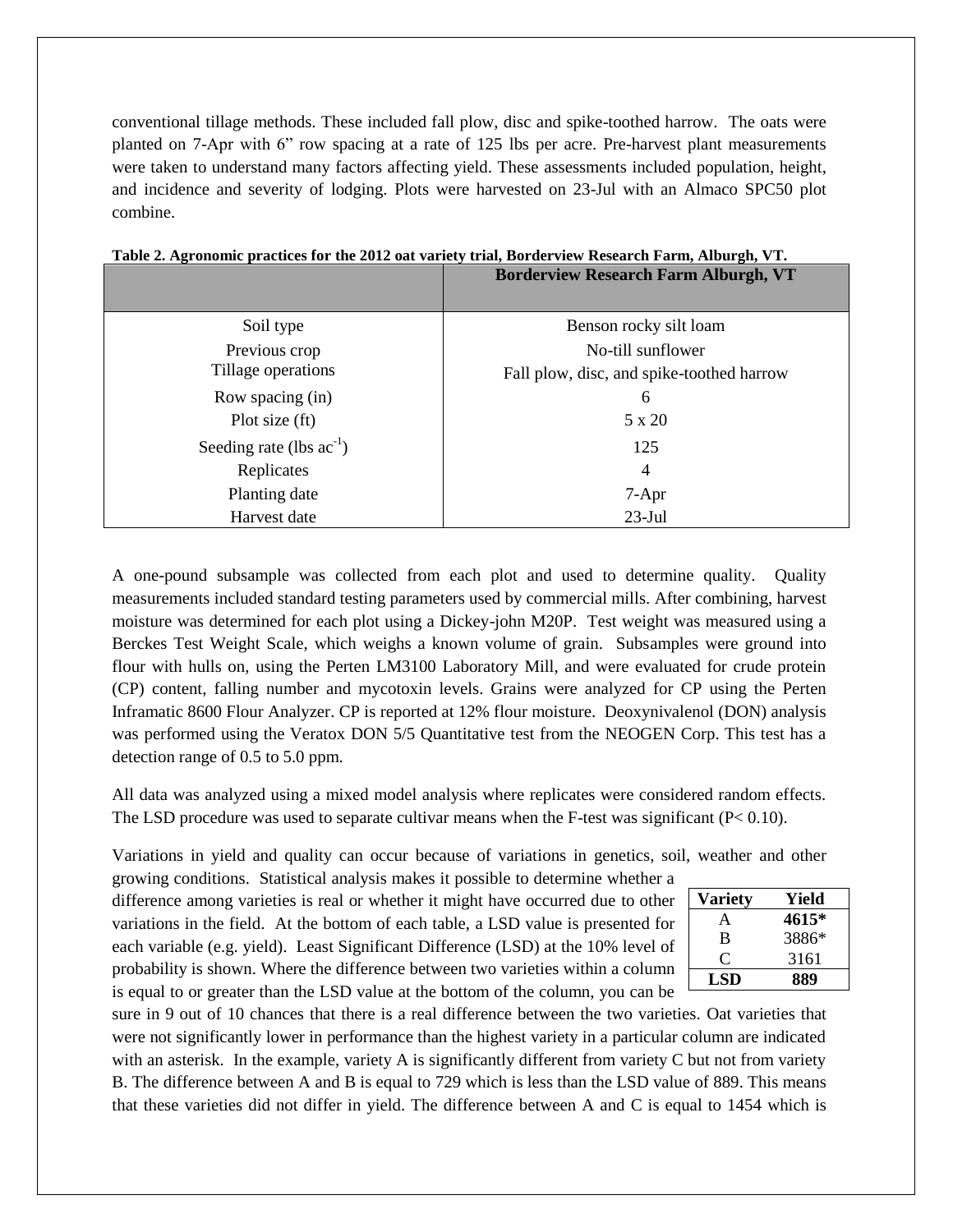conventional tillage methods. These included fall plow, disc and spike-toothed harrow. The oats were planted on 7-Apr with 6" row spacing at a rate of 125 lbs per acre. Pre-harvest plant measurements were taken to understand many factors affecting yield. These assessments included population, height, and incidence and severity of lodging. Plots were harvested on 23-Jul with an Almaco SPC50 plot combine.

**Table 2. Agronomic practices for the 2012 oat variety trial, Borderview Research Farm, Alburgh, VT.**

| | Borderview Research Farm Alburgh, VT |
|---|---|
| Soil type | Benson rocky silt loam |
| Previous crop | No-till sunflower |
| Tillage operations | Fall plow, disc, and spike-toothed harrow |
| Row spacing (in) | 6 |
| Plot size (ft) | 5 x 20 |
| Seeding rate (lbs $ac^{-1}$) | 125 |
| Replicates | 4 |
| Planting date | 7-Apr |
| Harvest date | 23-Jul |

A one-pound subsample was collected from each plot and used to determine quality. Quality measurements included standard testing parameters used by commercial mills. After combining, harvest moisture was determined for each plot using a Dickey-john M20P. Test weight was measured using a Berckes Test Weight Scale, which weighs a known volume of grain. Subsamples were ground into flour with hulls on, using the Perten LM3100 Laboratory Mill, and were evaluated for crude protein (CP) content, falling number and mycotoxin levels. Grains were analyzed for CP using the Perten Inframatic 8600 Flour Analyzer. CP is reported at 12% flour moisture. Deoxynivalenol (DON) analysis was performed using the Veratox DON 5/5 Quantitative test from the NEOGEN Corp. This test has a detection range of 0.5 to 5.0 ppm.

All data was analyzed using a mixed model analysis where replicates were considered random effects. The LSD procedure was used to separate cultivar means when the F-test was significant ($P < 0.10$).

Variations in yield and quality can occur because of variations in genetics, soil, weather and other growing conditions. Statistical analysis makes it possible to determine whether a difference among varieties is real or whether it might have occurred due to other variations in the field. At the bottom of each table, a LSD value is presented for each variable (e.g. yield). Least Significant Difference (LSD) at the 10% level of probability is shown. Where the difference between two varieties within a column is equal to or greater than the LSD value at the bottom of the column, you can be sure in 9 out of 10 chances that there is a real difference between the two varieties. Oat varieties that were not significantly lower in performance than the highest variety in a particular column are indicated with an asterisk. In the example, variety A is significantly different from variety C but not from variety B. The difference between A and B is equal to 729 which is less than the LSD value of 889. This means that these varieties did not differ in yield. The difference between A and C is equal to 1454 which is

| Variety | Yield |
|---|---|
| A | **4615*** |
| B | 3886* |
| C | 3161 |
| **LSD** | **889** |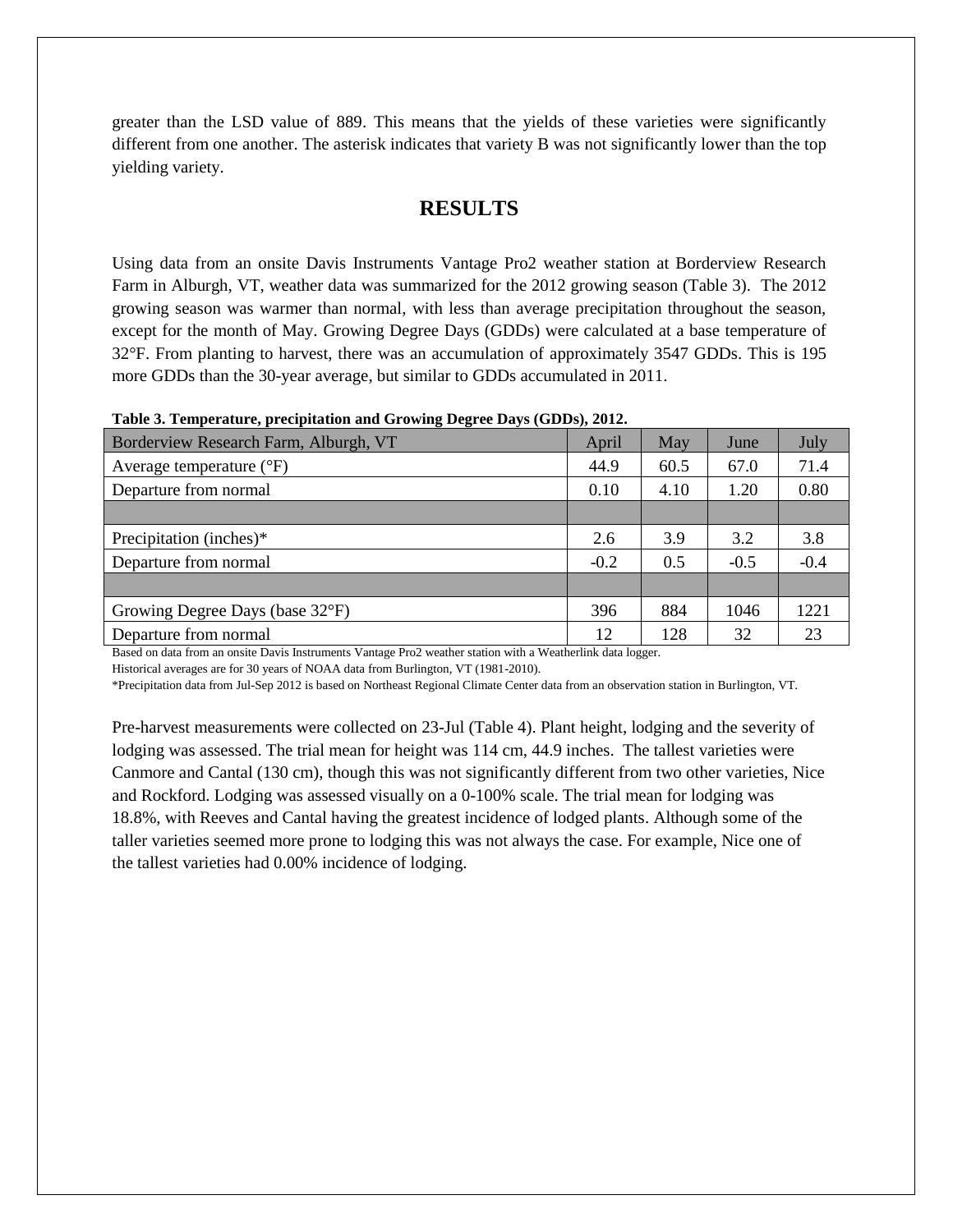greater than the LSD value of 889. This means that the yields of these varieties were significantly different from one another. The asterisk indicates that variety B was not significantly lower than the top yielding variety.

# RESULTS

Using data from an onsite Davis Instruments Vantage Pro2 weather station at Borderview Research Farm in Alburgh, VT, weather data was summarized for the 2012 growing season (Table 3). The 2012 growing season was warmer than normal, with less than average precipitation throughout the season, except for the month of May. Growing Degree Days (GDDs) were calculated at a base temperature of 32°F. From planting to harvest, there was an accumulation of approximately 3547 GDDs. This is 195 more GDDs than the 30-year average, but similar to GDDs accumulated in 2011.

**Table 3. Temperature, precipitation and Growing Degree Days (GDDs), 2012.**

| Borderview Research Farm, Alburgh, VT | April | May | June | July |
|---|---|---|---|---|
| Average temperature (°F) | 44.9 | 60.5 | 67.0 | 71.4 |
| Departure from normal | 0.10 | 4.10 | 1.20 | 0.80 |
| | | | | |
| Precipitation (inches)* | 2.6 | 3.9 | 3.2 | 3.8 |
| Departure from normal | -0.2 | 0.5 | -0.5 | -0.4 |
| | | | | |
| Growing Degree Days (base 32°F) | 396 | 884 | 1046 | 1221 |
| Departure from normal | 12 | 128 | 32 | 23 |

Based on data from an onsite Davis Instruments Vantage Pro2 weather station with a Weatherlink data logger.
Historical averages are for 30 years of NOAA data from Burlington, VT (1981-2010).
*Precipitation data from Jul-Sep 2012 is based on Northeast Regional Climate Center data from an observation station in Burlington, VT.

Pre-harvest measurements were collected on 23-Jul (Table 4). Plant height, lodging and the severity of lodging was assessed. The trial mean for height was 114 cm, 44.9 inches. The tallest varieties were Canmore and Cantal (130 cm), though this was not significantly different from two other varieties, Nice and Rockford. Lodging was assessed visually on a 0-100% scale. The trial mean for lodging was 18.8%, with Reeves and Cantal having the greatest incidence of lodged plants. Although some of the taller varieties seemed more prone to lodging this was not always the case. For example, Nice one of the tallest varieties had 0.00% incidence of lodging.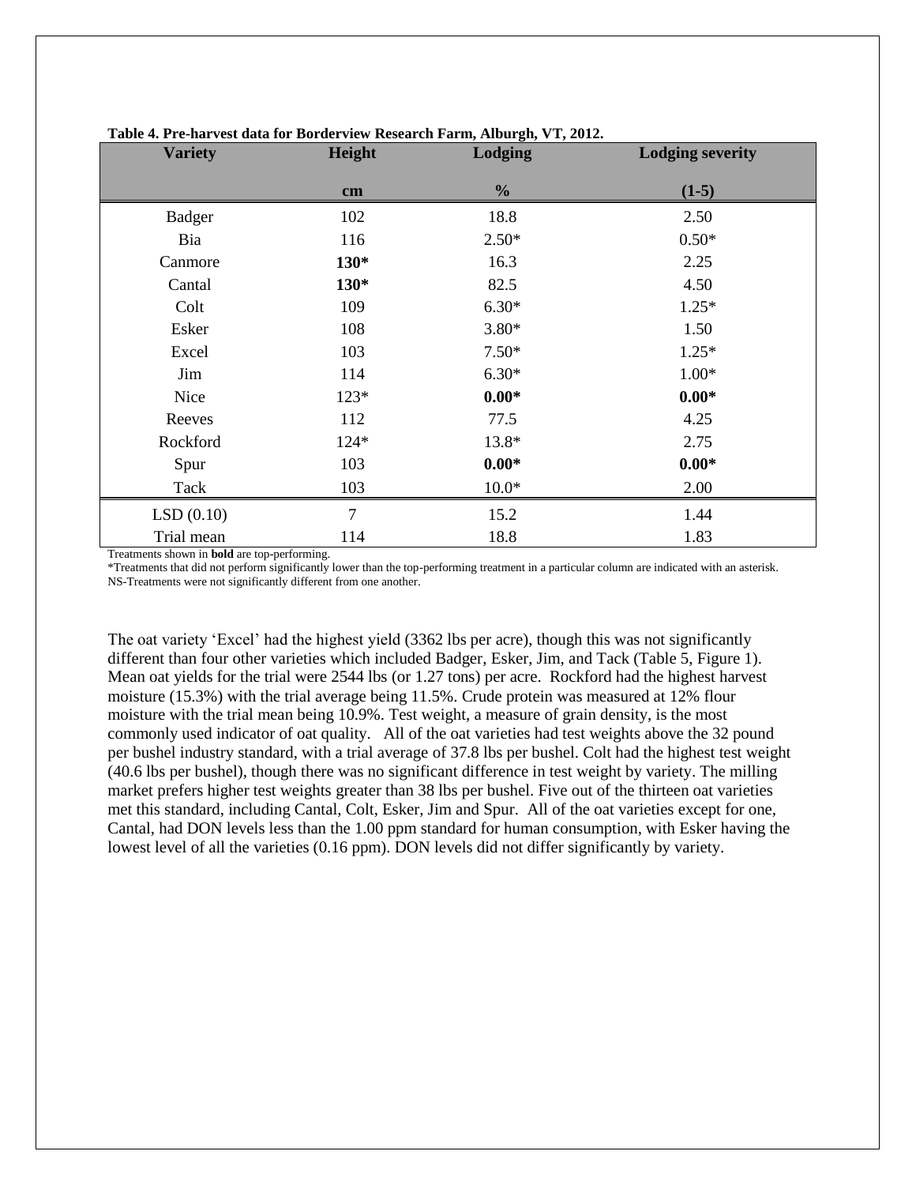**Table 4. Pre-harvest data for Borderview Research Farm, Alburgh, VT, 2012.**

| Variety | Height | Lodging | Lodging severity |
|---|---|---|---|
| | cm | % | (1-5) |
| Badger | 102 | 18.8 | 2.50 |
| Bia | 116 | 2.50* | 0.50* |
| Canmore | **130*** | 16.3 | 2.25 |
| Cantal | **130*** | 82.5 | 4.50 |
| Colt | 109 | 6.30* | 1.25* |
| Esker | 108 | 3.80* | 1.50 |
| Excel | 103 | 7.50* | 1.25* |
| Jim | 114 | 6.30* | 1.00* |
| Nice | 123* | **0.00*** | **0.00*** |
| Reeves | 112 | 77.5 | 4.25 |
| Rockford | 124* | 13.8* | 2.75 |
| Spur | 103 | **0.00*** | **0.00*** |
| Tack | 103 | 10.0* | 2.00 |
| LSD (0.10) | 7 | 15.2 | 1.44 |
| Trial mean | 114 | 18.8 | 1.83 |

Treatments shown in **bold** are top-performing.
*Treatments that did not perform significantly lower than the top-performing treatment in a particular column are indicated with an asterisk.
NS-Treatments were not significantly different from one another.

The oat variety 'Excel' had the highest yield (3362 lbs per acre), though this was not significantly different than four other varieties which included Badger, Esker, Jim, and Tack (Table 5, Figure 1). Mean oat yields for the trial were 2544 lbs (or 1.27 tons) per acre. Rockford had the highest harvest moisture (15.3%) with the trial average being 11.5%. Crude protein was measured at 12% flour moisture with the trial mean being 10.9%. Test weight, a measure of grain density, is the most commonly used indicator of oat quality. All of the oat varieties had test weights above the 32 pound per bushel industry standard, with a trial average of 37.8 lbs per bushel. Colt had the highest test weight (40.6 lbs per bushel), though there was no significant difference in test weight by variety. The milling market prefers higher test weights greater than 38 lbs per bushel. Five out of the thirteen oat varieties met this standard, including Cantal, Colt, Esker, Jim and Spur. All of the oat varieties except for one, Cantal, had DON levels less than the 1.00 ppm standard for human consumption, with Esker having the lowest level of all the varieties (0.16 ppm). DON levels did not differ significantly by variety.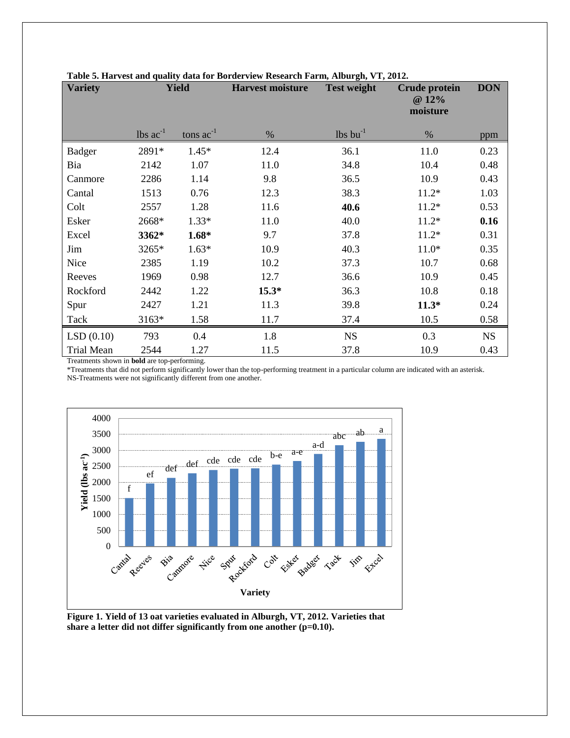**Table 5. Harvest and quality data for Borderview Research Farm, Alburgh, VT, 2012.**

| Variety | Yield | | Harvest moisture | Test weight | Crude protein @ 12% moisture | DON |
|---|---|---|---|---|---|---|
| | lbs ac$^{-1}$ | tons ac$^{-1}$ | % | lbs bu$^{-1}$ | % | ppm |
| Badger | 2891* | 1.45* | 12.4 | 36.1 | 11.0 | 0.23 |
| Bia | 2142 | 1.07 | 11.0 | 34.8 | 10.4 | 0.48 |
| Canmore | 2286 | 1.14 | 9.8 | 36.5 | 10.9 | 0.43 |
| Cantal | 1513 | 0.76 | 12.3 | 38.3 | 11.2* | 1.03 |
| Colt | 2557 | 1.28 | 11.6 | **40.6** | 11.2* | 0.53 |
| Esker | 2668* | 1.33* | 11.0 | 40.0 | 11.2* | **0.16** |
| Excel | **3362*** | **1.68*** | 9.7 | 37.8 | 11.2* | 0.31 |
| Jim | 3265* | 1.63* | 10.9 | 40.3 | 11.0* | 0.35 |
| Nice | 2385 | 1.19 | 10.2 | 37.3 | 10.7 | 0.68 |
| Reeves | 1969 | 0.98 | 12.7 | 36.6 | 10.9 | 0.45 |
| Rockford | 2442 | 1.22 | **15.3*** | 36.3 | 10.8 | 0.18 |
| Spur | 2427 | 1.21 | 11.3 | 39.8 | **11.3*** | 0.24 |
| Tack | 3163* | 1.58 | 11.7 | 37.4 | 10.5 | 0.58 |
| LSD (0.10) | 793 | 0.4 | 1.8 | NS | 0.3 | NS |
| Trial Mean | 2544 | 1.27 | 11.5 | 37.8 | 10.9 | 0.43 |

Treatments shown in **bold** are top-performing.
*Treatments that did not perform significantly lower than the top-performing treatment in a particular column are indicated with an asterisk.
NS-Treatments were not significantly different from one another.

**Figure 1. Yield of 13 oat varieties evaluated in Alburgh, VT, 2012. Varieties that share a letter did not differ significantly from one another (p=0.10).**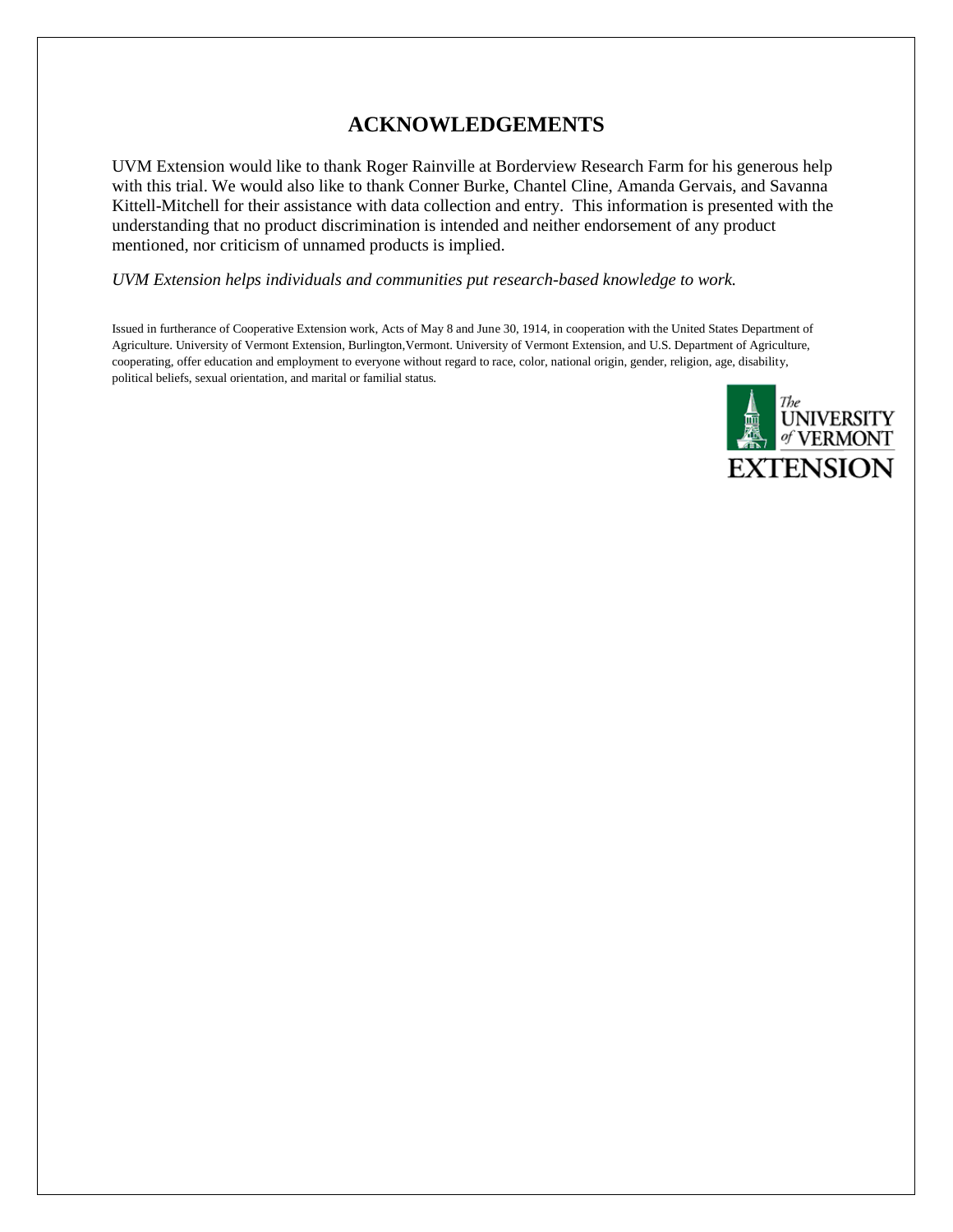# ACKNOWLEDGEMENTS

UVM Extension would like to thank Roger Rainville at Borderview Research Farm for his generous help with this trial. We would also like to thank Conner Burke, Chantel Cline, Amanda Gervais, and Savanna Kittell-Mitchell for their assistance with data collection and entry. This information is presented with the understanding that no product discrimination is intended and neither endorsement of any product mentioned, nor criticism of unnamed products is implied.

*UVM Extension helps individuals and communities put research-based knowledge to work.*

Issued in furtherance of Cooperative Extension work, Acts of May 8 and June 30, 1914, in cooperation with the United States Department of Agriculture. University of Vermont Extension, Burlington,Vermont. University of Vermont Extension, and U.S. Department of Agriculture, cooperating, offer education and employment to everyone without regard to race, color, national origin, gender, religion, age, disability, political beliefs, sexual orientation, and marital or familial status.

The UNIVERSITY of VERMONT EXTENSION